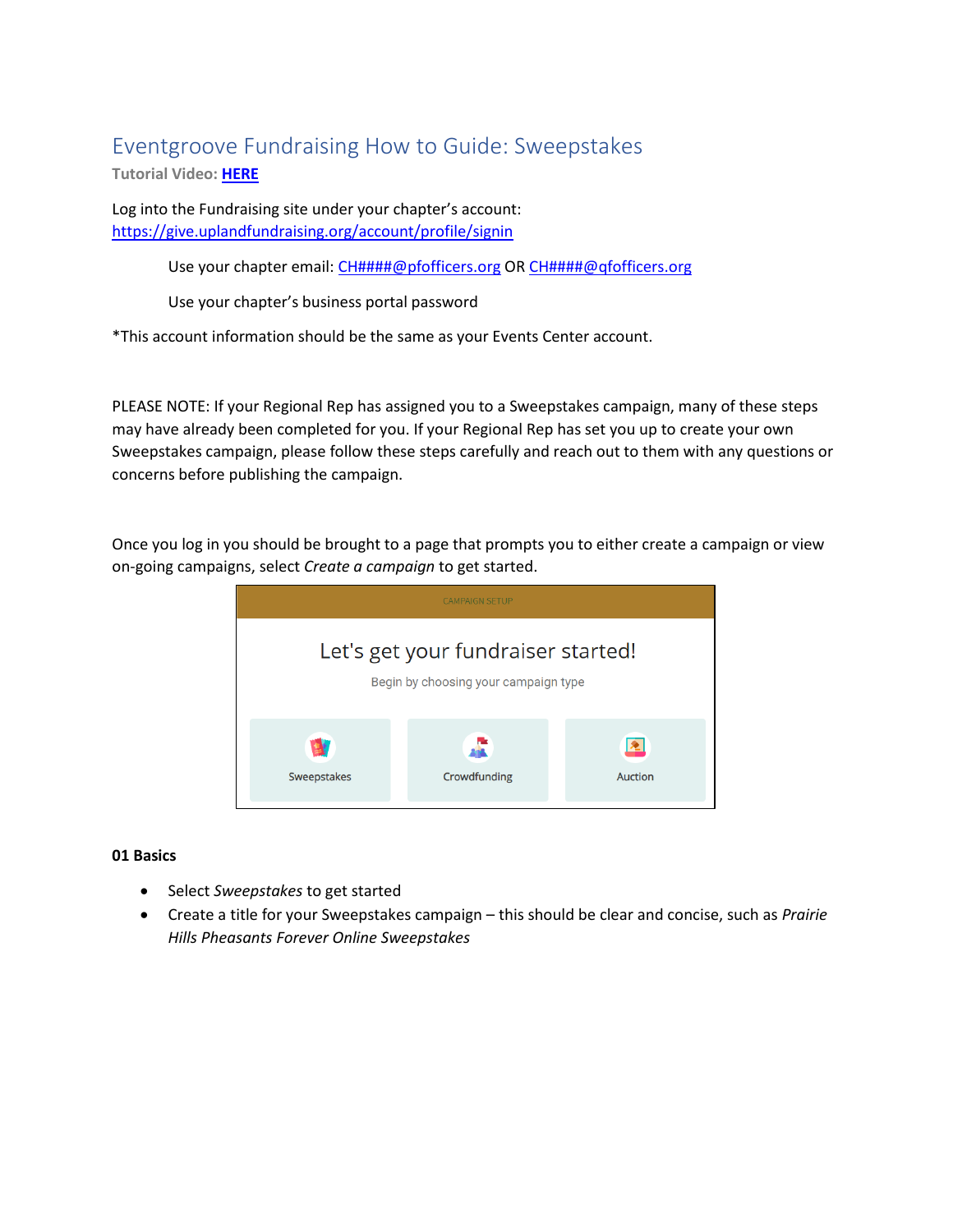# Eventgroove Fundraising How to Guide: Sweepstakes

**Tutorial Video: [HERE]**

Log into the Fundraising site under your chapter's account: https://give.uplandfundraising.org/account/profile/signin

Use your chapter email: CH####@pfofficers.org OR CH####@qfofficers.org

Use your chapter's business portal password

*This account information should be the same as your Events Center account.

PLEASE NOTE: If your Regional Rep has assigned you to a Sweepstakes campaign, many of these steps may have already been completed for you. If your Regional Rep has set you up to create your own Sweepstakes campaign, please follow these steps carefully and reach out to them with any questions or concerns before publishing the campaign.

Once you log in you should be brought to a page that prompts you to either create a campaign or view on-going campaigns, select *Create a campaign* to get started.

CAMPAIGN SETUP

Let's get your fundraiser started!

Begin by choosing your campaign type

Sweepstakes | Crowdfunding | Auction

**01 Basics**

- Select *Sweepstakes* to get started
- Create a title for your Sweepstakes campaign – this should be clear and concise, such as *Prairie Hills Pheasants Forever Online Sweepstakes*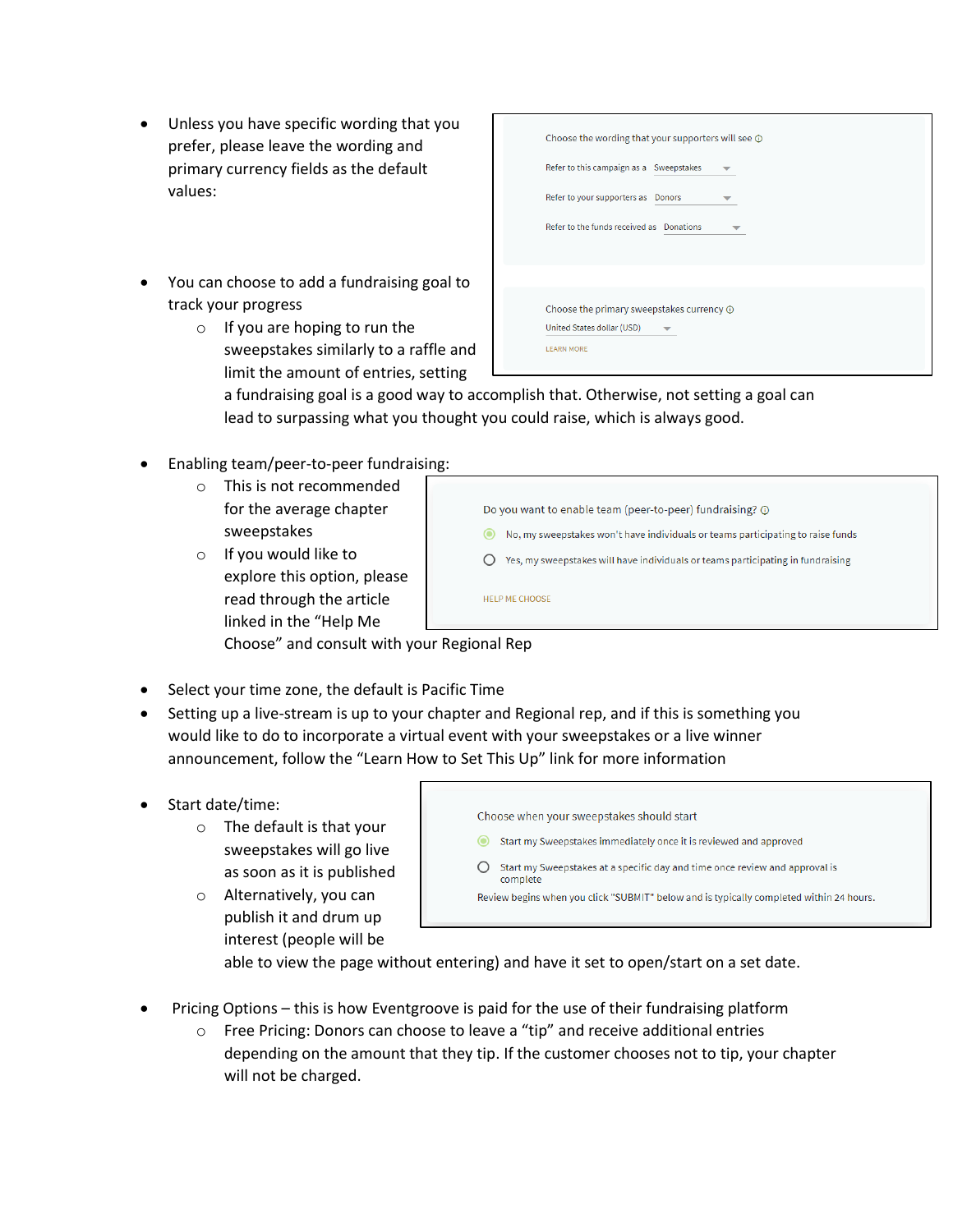- Unless you have specific wording that you prefer, please leave the wording and primary currency fields as the default values:

- You can choose to add a fundraising goal to track your progress
  - If you are hoping to run the sweepstakes similarly to a raffle and limit the amount of entries, setting a fundraising goal is a good way to accomplish that. Otherwise, not setting a goal can lead to surpassing what you thought you could raise, which is always good.

- Enabling team/peer-to-peer fundraising:
  - This is not recommended for the average chapter sweepstakes
  - If you would like to explore this option, please read through the article linked in the "Help Me Choose" and consult with your Regional Rep

- Select your time zone, the default is Pacific Time
- Setting up a live-stream is up to your chapter and Regional rep, and if this is something you would like to do to incorporate a virtual event with your sweepstakes or a live winner announcement, follow the "Learn How to Set This Up" link for more information

- Start date/time:
  - The default is that your sweepstakes will go live as soon as it is published
  - Alternatively, you can publish it and drum up interest (people will be able to view the page without entering) and have it set to open/start on a set date.

- Pricing Options – this is how Eventgroove is paid for the use of their fundraising platform
  - Free Pricing: Donors can choose to leave a "tip" and receive additional entries depending on the amount that they tip. If the customer chooses not to tip, your chapter will not be charged.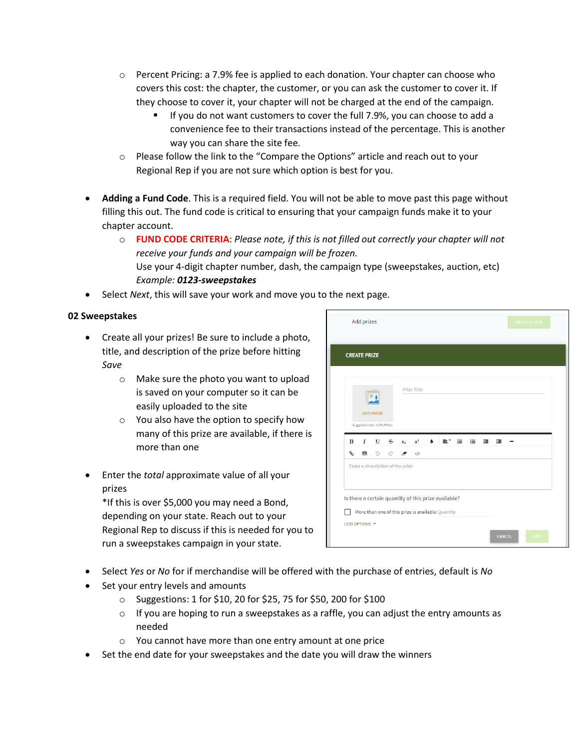- Percent Pricing: a 7.9% fee is applied to each donation. Your chapter can choose who covers this cost: the chapter, the customer, or you can ask the customer to cover it. If they choose to cover it, your chapter will not be charged at the end of the campaign.
  - If you do not want customers to cover the full 7.9%, you can choose to add a convenience fee to their transactions instead of the percentage. This is another way you can share the site fee.
- Please follow the link to the "Compare the Options" article and reach out to your Regional Rep if you are not sure which option is best for you.

- **Adding a Fund Code**. This is a required field. You will not be able to move past this page without filling this out. The fund code is critical to ensuring that your campaign funds make it to your chapter account.
  - **FUND CODE CRITERIA**: *Please note, if this is not filled out correctly your chapter will not receive your funds and your campaign will be frozen.*
    Use your 4-digit chapter number, dash, the campaign type (sweepstakes, auction, etc)
    *Example:* ***0123-sweepstakes***
- Select *Next*, this will save your work and move you to the next page.

**02 Sweepstakes**

- Create all your prizes! Be sure to include a photo, title, and description of the prize before hitting *Save*
  - Make sure the photo you want to upload is saved on your computer so it can be easily uploaded to the site
  - You also have the option to specify how many of this prize are available, if there is more than one

- Enter the *total* approximate value of all your prizes
  *If this is over $5,000 you may need a Bond, depending on your state. Reach out to your Regional Rep to discuss if this is needed for you to run a sweepstakes campaign in your state.

- Select *Yes* or *No* for if merchandise will be offered with the purchase of entries, default is *No*
- Set your entry levels and amounts
  - Suggestions: 1 for $10, 20 for $25, 75 for $50, 200 for $100
  - If you are hoping to run a sweepstakes as a raffle, you can adjust the entry amounts as needed
  - You cannot have more than one entry amount at one price
- Set the end date for your sweepstakes and the date you will draw the winners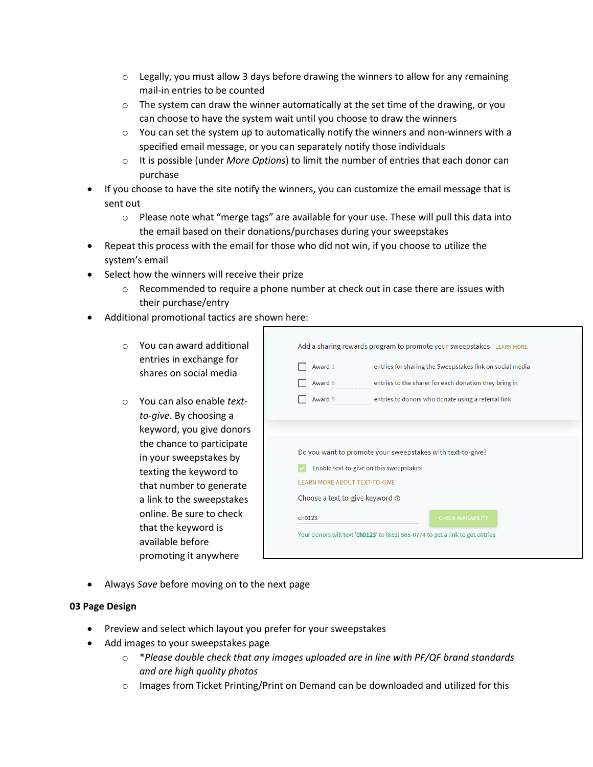- Legally, you must allow 3 days before drawing the winners to allow for any remaining mail-in entries to be counted
  - The system can draw the winner automatically at the set time of the drawing, or you can choose to have the system wait until you choose to draw the winners
  - You can set the system up to automatically notify the winners and non-winners with a specified email message, or you can separately notify those individuals
  - It is possible (under *More Options*) to limit the number of entries that each donor can purchase
- If you choose to have the site notify the winners, you can customize the email message that is sent out
  - Please note what "merge tags" are available for your use. These will pull this data into the email based on their donations/purchases during your sweepstakes
- Repeat this process with the email for those who did not win, if you choose to utilize the system's email
- Select how the winners will receive their prize
  - Recommended to require a phone number at check out in case there are issues with their purchase/entry
- Additional promotional tactics are shown here:
  - You can award additional entries in exchange for shares on social media
  - You can also enable *text-to-give*. By choosing a keyword, you give donors the chance to participate in your sweepstakes by texting the keyword to that number to generate a link to the sweepstakes online. Be sure to check that the keyword is available before promoting it anywhere

Add a sharing rewards program to promote your sweepstakes LEARN MORE

- [ ] Award 1 entries for sharing the Sweepstakes link on social media
- [ ] Award 5 entries to the sharer for each donation they bring in
- [ ] Award 5 entries to donors who donate using a referral link

Do you want to promote your sweepstakes with text-to-give?

- [x] Enable text-to-give on this sweepstakes

LEARN MORE ABOUT TEXT-TO-GIVE

Choose a text-to-give keyword

ch0123 CHECK AVAILABILITY

Your donors will text 'ch0123' to (833) 565-0774 to get a link to get entries

- Always *Save* before moving on to the next page

**03 Page Design**

- Preview and select which layout you prefer for your sweepstakes
- Add images to your sweepstakes page
  - **Please double check that any images uploaded are in line with PF/QF brand standards and are high quality photos*
  - Images from Ticket Printing/Print on Demand can be downloaded and utilized for this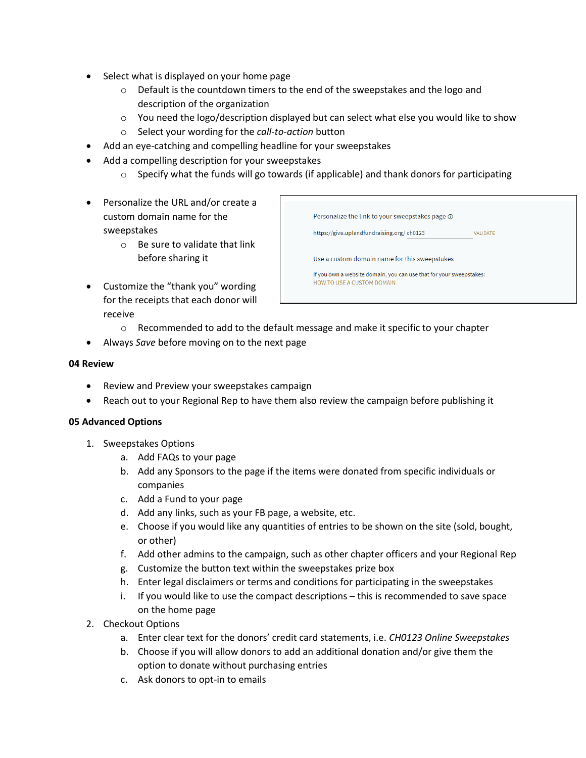- Select what is displayed on your home page
  - Default is the countdown timers to the end of the sweepstakes and the logo and description of the organization
  - You need the logo/description displayed but can select what else you would like to show
  - Select your wording for the *call-to-action* button
- Add an eye-catching and compelling headline for your sweepstakes
- Add a compelling description for your sweepstakes
  - Specify what the funds will go towards (if applicable) and thank donors for participating

- Personalize the URL and/or create a custom domain name for the sweepstakes
  - Be sure to validate that link before sharing it

- Customize the "thank you" wording for the receipts that each donor will receive
  - Recommended to add to the default message and make it specific to your chapter
- Always *Save* before moving on to the next page

Personalize the link to your sweepstakes page

https://give.uplandfundraising.org/ ch0123 VALIDATE

Use a custom domain name for this sweepstakes

If you own a website domain, you can use that for your sweepstakes:
HOW TO USE A CUSTOM DOMAIN

**04 Review**

- Review and Preview your sweepstakes campaign
- Reach out to your Regional Rep to have them also review the campaign before publishing it

**05 Advanced Options**

1. Sweepstakes Options
   a. Add FAQs to your page
   b. Add any Sponsors to the page if the items were donated from specific individuals or companies
   c. Add a Fund to your page
   d. Add any links, such as your FB page, a website, etc.
   e. Choose if you would like any quantities of entries to be shown on the site (sold, bought, or other)
   f. Add other admins to the campaign, such as other chapter officers and your Regional Rep
   g. Customize the button text within the sweepstakes prize box
   h. Enter legal disclaimers or terms and conditions for participating in the sweepstakes
   i. If you would like to use the compact descriptions – this is recommended to save space on the home page
2. Checkout Options
   a. Enter clear text for the donors' credit card statements, i.e. *CH0123 Online Sweepstakes*
   b. Choose if you will allow donors to add an additional donation and/or give them the option to donate without purchasing entries
   c. Ask donors to opt-in to emails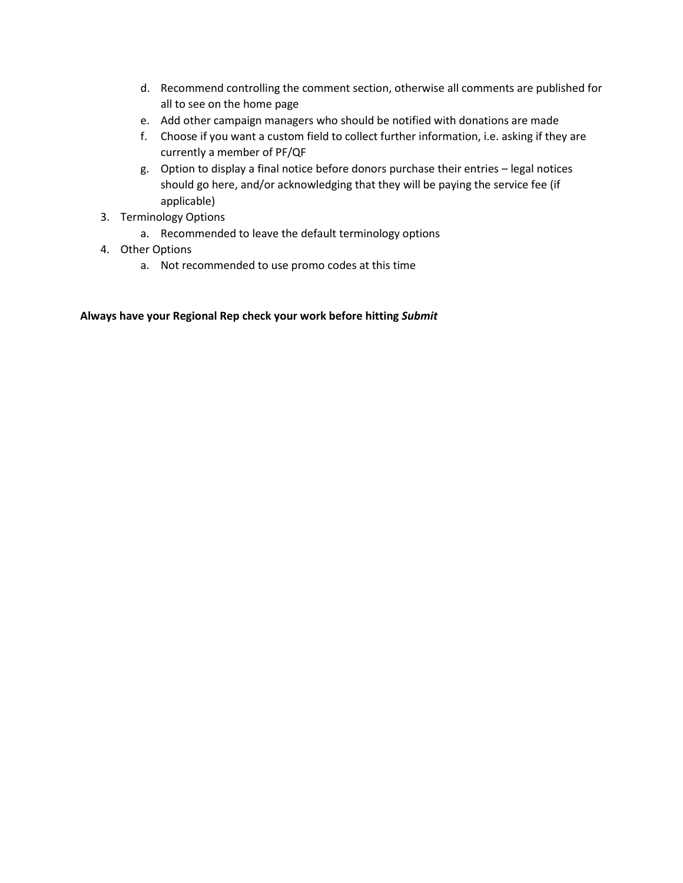d. Recommend controlling the comment section, otherwise all comments are published for all to see on the home page
   e. Add other campaign managers who should be notified with donations are made
   f. Choose if you want a custom field to collect further information, i.e. asking if they are currently a member of PF/QF
   g. Option to display a final notice before donors purchase their entries – legal notices should go here, and/or acknowledging that they will be paying the service fee (if applicable)
3. Terminology Options
   a. Recommended to leave the default terminology options
4. Other Options
   a. Not recommended to use promo codes at this time

**Always have your Regional Rep check your work before hitting *Submit***